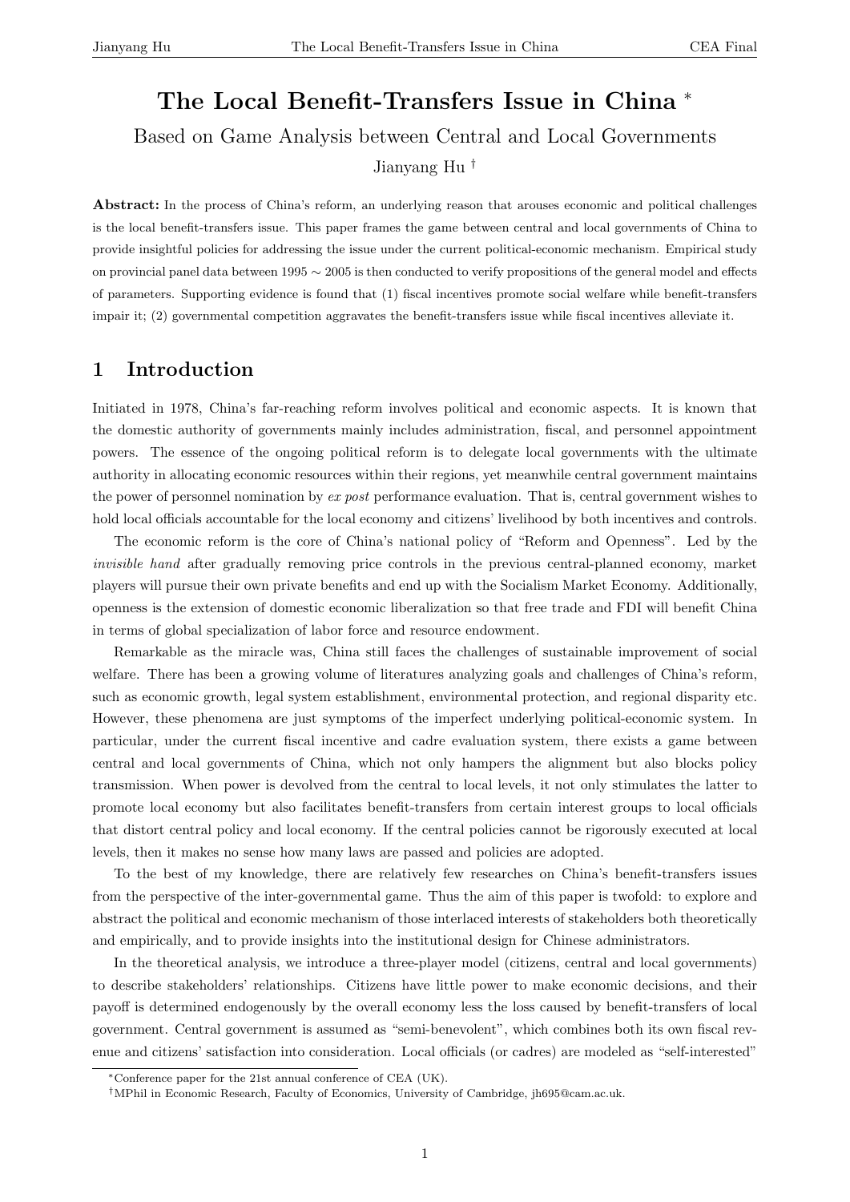# The Local Benefit-Transfers Issue in China [*]

Based on Game Analysis between Central and Local Governments

Jianyang Hu [†]

**Abstract:** In the process of China's reform, an underlying reason that arouses economic and political challenges is the local benefit-transfers issue. This paper frames the game between central and local governments of China to provide insightful policies for addressing the issue under the current political-economic mechanism. Empirical study on provincial panel data between 1995 $\sim$ 2005 is then conducted to verify propositions of the general model and effects of parameters. Supporting evidence is found that (1) fiscal incentives promote social welfare while benefit-transfers impair it; (2) governmental competition aggravates the benefit-transfers issue while fiscal incentives alleviate it.

## 1 Introduction

Initiated in 1978, China's far-reaching reform involves political and economic aspects. It is known that the domestic authority of governments mainly includes administration, fiscal, and personnel appointment powers. The essence of the ongoing political reform is to delegate local governments with the ultimate authority in allocating economic resources within their regions, yet meanwhile central government maintains the power of personnel nomination by *ex post* performance evaluation. That is, central government wishes to hold local officials accountable for the local economy and citizens' livelihood by both incentives and controls.

The economic reform is the core of China's national policy of "Reform and Openness". Led by the *invisible hand* after gradually removing price controls in the previous central-planned economy, market players will pursue their own private benefits and end up with the Socialism Market Economy. Additionally, openness is the extension of domestic economic liberalization so that free trade and FDI will benefit China in terms of global specialization of labor force and resource endowment.

Remarkable as the miracle was, China still faces the challenges of sustainable improvement of social welfare. There has been a growing volume of literatures analyzing goals and challenges of China's reform, such as economic growth, legal system establishment, environmental protection, and regional disparity etc. However, these phenomena are just symptoms of the imperfect underlying political-economic system. In particular, under the current fiscal incentive and cadre evaluation system, there exists a game between central and local governments of China, which not only hampers the alignment but also blocks policy transmission. When power is devolved from the central to local levels, it not only stimulates the latter to promote local economy but also facilitates benefit-transfers from certain interest groups to local officials that distort central policy and local economy. If the central policies cannot be rigorously executed at local levels, then it makes no sense how many laws are passed and policies are adopted.

To the best of my knowledge, there are relatively few researches on China's benefit-transfers issues from the perspective of the inter-governmental game. Thus the aim of this paper is twofold: to explore and abstract the political and economic mechanism of those interlaced interests of stakeholders both theoretically and empirically, and to provide insights into the institutional design for Chinese administrators.

In the theoretical analysis, we introduce a three-player model (citizens, central and local governments) to describe stakeholders' relationships. Citizens have little power to make economic decisions, and their payoff is determined endogenously by the overall economy less the loss caused by benefit-transfers of local government. Central government is assumed as "semi-benevolent", which combines both its own fiscal revenue and citizens' satisfaction into consideration. Local officials (or cadres) are modeled as "self-interested"

[*] Conference paper for the 21st annual conference of CEA (UK).

[†] MPhil in Economic Research, Faculty of Economics, University of Cambridge, jh695@cam.ac.uk.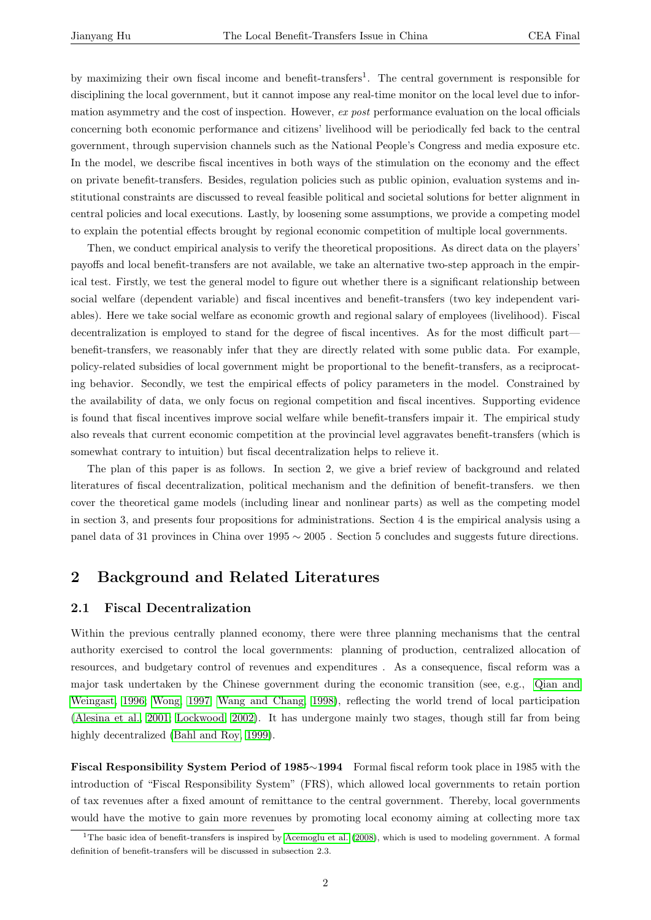by maximizing their own fiscal income and benefit-transfers[1]. The central government is responsible for disciplining the local government, but it cannot impose any real-time monitor on the local level due to information asymmetry and the cost of inspection. However, *ex post* performance evaluation on the local officials concerning both economic performance and citizens' livelihood will be periodically fed back to the central government, through supervision channels such as the National People's Congress and media exposure etc. In the model, we describe fiscal incentives in both ways of the stimulation on the economy and the effect on private benefit-transfers. Besides, regulation policies such as public opinion, evaluation systems and institutional constraints are discussed to reveal feasible political and societal solutions for better alignment in central policies and local executions. Lastly, by loosening some assumptions, we provide a competing model to explain the potential effects brought by regional economic competition of multiple local governments.

Then, we conduct empirical analysis to verify the theoretical propositions. As direct data on the players' payoffs and local benefit-transfers are not available, we take an alternative two-step approach in the empirical test. Firstly, we test the general model to figure out whether there is a significant relationship between social welfare (dependent variable) and fiscal incentives and benefit-transfers (two key independent variables). Here we take social welfare as economic growth and regional salary of employees (livelihood). Fiscal decentralization is employed to stand for the degree of fiscal incentives. As for the most difficult part—benefit-transfers, we reasonably infer that they are directly related with some public data. For example, policy-related subsidies of local government might be proportional to the benefit-transfers, as a reciprocating behavior. Secondly, we test the empirical effects of policy parameters in the model. Constrained by the availability of data, we only focus on regional competition and fiscal incentives. Supporting evidence is found that fiscal incentives improve social welfare while benefit-transfers impair it. The empirical study also reveals that current economic competition at the provincial level aggravates benefit-transfers (which is somewhat contrary to intuition) but fiscal decentralization helps to relieve it.

The plan of this paper is as follows. In section 2, we give a brief review of background and related literatures of fiscal decentralization, political mechanism and the definition of benefit-transfers. we then cover the theoretical game models (including linear and nonlinear parts) as well as the competing model in section 3, and presents four propositions for administrations. Section 4 is the empirical analysis using a panel data of 31 provinces in China over 1995 $\sim$ 2005 . Section 5 concludes and suggests future directions.

## 2 Background and Related Literatures

### 2.1 Fiscal Decentralization

Within the previous centrally planned economy, there were three planning mechanisms that the central authority exercised to control the local governments: planning of production, centralized allocation of resources, and budgetary control of revenues and expenditures . As a consequence, fiscal reform was a major task undertaken by the Chinese government during the economic transition (see, e.g., Qian and Weingast, 1996; Wong, 1997; Wang and Chang, 1998), reflecting the world trend of local participation (Alesina et al., 2001; Lockwood, 2002). It has undergone mainly two stages, though still far from being highly decentralized (Bahl and Roy, 1999).

**Fiscal Responsibility System Period of 1985$\sim$1994** Formal fiscal reform took place in 1985 with the introduction of "Fiscal Responsibility System" (FRS), which allowed local governments to retain portion of tax revenues after a fixed amount of remittance to the central government. Thereby, local governments would have the motive to gain more revenues by promoting local economy aiming at collecting more tax

[1] The basic idea of benefit-transfers is inspired by Acemoglu et al. (2008), which is used to modeling government. A formal definition of benefit-transfers will be discussed in subsection 2.3.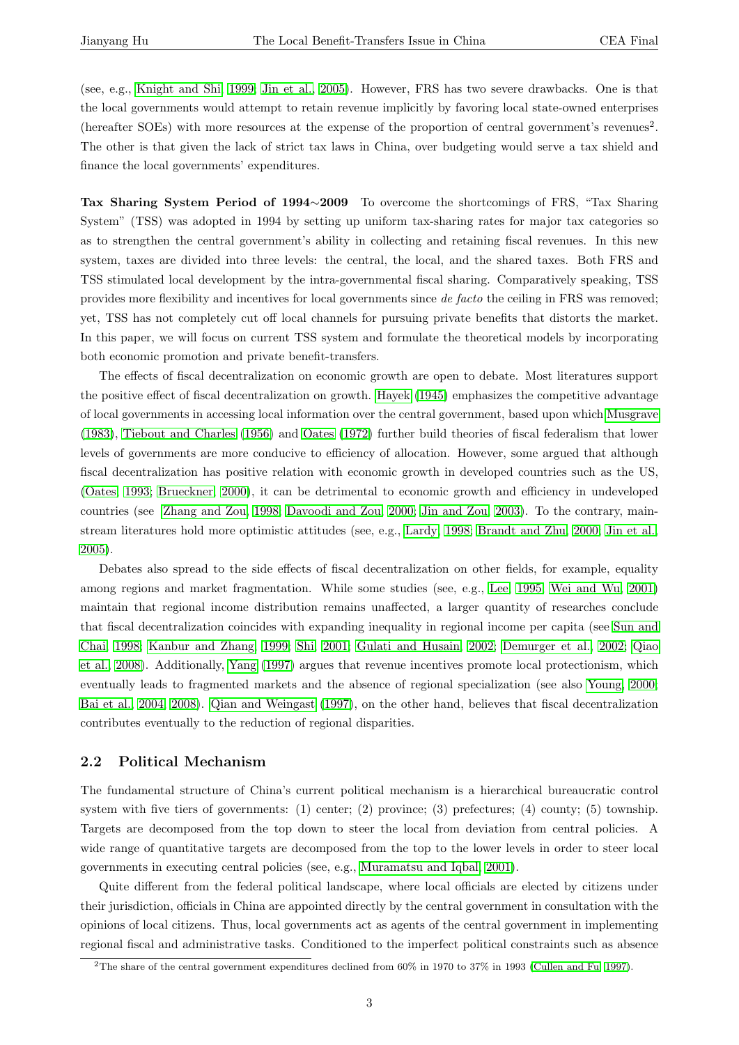(see, e.g., Knight and Shi 1999; Jin et al., 2005). However, FRS has two severe drawbacks. One is that the local governments would attempt to retain revenue implicitly by favoring local state-owned enterprises (hereafter SOEs) with more resources at the expense of the proportion of central government's revenues[2]. The other is that given the lack of strict tax laws in China, over budgeting would serve a tax shield and finance the local governments' expenditures.

**Tax Sharing System Period of 1994∼2009** To overcome the shortcomings of FRS, "Tax Sharing System" (TSS) was adopted in 1994 by setting up uniform tax-sharing rates for major tax categories so as to strengthen the central government's ability in collecting and retaining fiscal revenues. In this new system, taxes are divided into three levels: the central, the local, and the shared taxes. Both FRS and TSS stimulated local development by the intra-governmental fiscal sharing. Comparatively speaking, TSS provides more flexibility and incentives for local governments since *de facto* the ceiling in FRS was removed; yet, TSS has not completely cut off local channels for pursuing private benefits that distorts the market. In this paper, we will focus on current TSS system and formulate the theoretical models by incorporating both economic promotion and private benefit-transfers.

The effects of fiscal decentralization on economic growth are open to debate. Most literatures support the positive effect of fiscal decentralization on growth. Hayek (1945) emphasizes the competitive advantage of local governments in accessing local information over the central government, based upon which Musgrave (1983), Tiebout and Charles (1956) and Oates (1972) further build theories of fiscal federalism that lower levels of governments are more conducive to efficiency of allocation. However, some argued that although fiscal decentralization has positive relation with economic growth in developed countries such as the US, (Oates, 1993; Brueckner, 2000), it can be detrimental to economic growth and efficiency in undeveloped countries (see Zhang and Zou, 1998; Davoodi and Zou, 2000; Jin and Zou, 2003). To the contrary, mainstream literatures hold more optimistic attitudes (see, e.g., Lardy, 1998; Brandt and Zhu, 2000; Jin et al., 2005).

Debates also spread to the side effects of fiscal decentralization on other fields, for example, equality among regions and market fragmentation. While some studies (see, e.g., Lee, 1995; Wei and Wu, 2001) maintain that regional income distribution remains unaffected, a larger quantity of researches conclude that fiscal decentralization coincides with expanding inequality in regional income per capita (see Sun and Chai, 1998; Kanbur and Zhang, 1999; Shi, 2001; Gulati and Husain, 2002; Demurger et al., 2002; Qiao et al., 2008). Additionally, Yang (1997) argues that revenue incentives promote local protectionism, which eventually leads to fragmented markets and the absence of regional specialization (see also Young, 2000; Bai et al., 2004, 2008). Qian and Weingast (1997), on the other hand, believes that fiscal decentralization contributes eventually to the reduction of regional disparities.

## 2.2 Political Mechanism

The fundamental structure of China's current political mechanism is a hierarchical bureaucratic control system with five tiers of governments: (1) center; (2) province; (3) prefectures; (4) county; (5) township. Targets are decomposed from the top down to steer the local from deviation from central policies. A wide range of quantitative targets are decomposed from the top to the lower levels in order to steer local governments in executing central policies (see, e.g., Muramatsu and Iqbal, 2001).

Quite different from the federal political landscape, where local officials are elected by citizens under their jurisdiction, officials in China are appointed directly by the central government in consultation with the opinions of local citizens. Thus, local governments act as agents of the central government in implementing regional fiscal and administrative tasks. Conditioned to the imperfect political constraints such as absence

[2] The share of the central government expenditures declined from 60% in 1970 to 37% in 1993 (Cullen and Fu, 1997).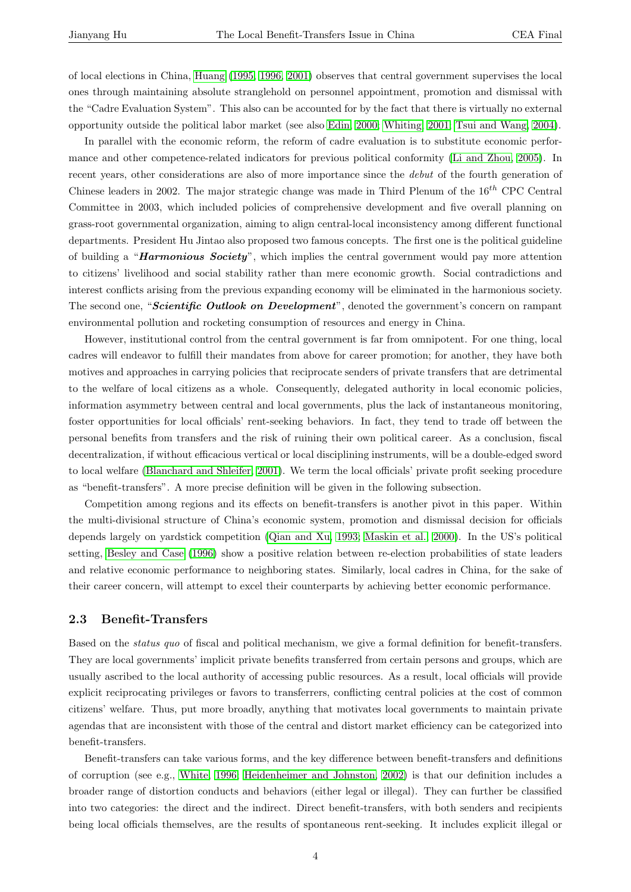of local elections in China, Huang (1995, 1996, 2001) observes that central government supervises the local ones through maintaining absolute stranglehold on personnel appointment, promotion and dismissal with the "Cadre Evaluation System". This also can be accounted for by the fact that there is virtually no external opportunity outside the political labor market (see also Edin, 2000; Whiting, 2001; Tsui and Wang, 2004).

In parallel with the economic reform, the reform of cadre evaluation is to substitute economic performance and other competence-related indicators for previous political conformity (Li and Zhou, 2005). In recent years, other considerations are also of more importance since the *debut* of the fourth generation of Chinese leaders in 2002. The major strategic change was made in Third Plenum of the $16^{th}$ CPC Central Committee in 2003, which included policies of comprehensive development and five overall planning on grass-root governmental organization, aiming to align central-local inconsistency among different functional departments. President Hu Jintao also proposed two famous concepts. The first one is the political guideline of building a "***Harmonious Society***", which implies the central government would pay more attention to citizens' livelihood and social stability rather than mere economic growth. Social contradictions and interest conflicts arising from the previous expanding economy will be eliminated in the harmonious society. The second one, "***Scientific Outlook on Development***", denoted the government's concern on rampant environmental pollution and rocketing consumption of resources and energy in China.

However, institutional control from the central government is far from omnipotent. For one thing, local cadres will endeavor to fulfill their mandates from above for career promotion; for another, they have both motives and approaches in carrying policies that reciprocate senders of private transfers that are detrimental to the welfare of local citizens as a whole. Consequently, delegated authority in local economic policies, information asymmetry between central and local governments, plus the lack of instantaneous monitoring, foster opportunities for local officials' rent-seeking behaviors. In fact, they tend to trade off between the personal benefits from transfers and the risk of ruining their own political career. As a conclusion, fiscal decentralization, if without efficacious vertical or local disciplining instruments, will be a double-edged sword to local welfare (Blanchard and Shleifer, 2001). We term the local officials' private profit seeking procedure as "benefit-transfers". A more precise definition will be given in the following subsection.

Competition among regions and its effects on benefit-transfers is another pivot in this paper. Within the multi-divisional structure of China's economic system, promotion and dismissal decision for officials depends largely on yardstick competition (Qian and Xu, 1993; Maskin et al., 2000). In the US's political setting, Besley and Case (1996) show a positive relation between re-election probabilities of state leaders and relative economic performance to neighboring states. Similarly, local cadres in China, for the sake of their career concern, will attempt to excel their counterparts by achieving better economic performance.

### 2.3 Benefit-Transfers

Based on the *status quo* of fiscal and political mechanism, we give a formal definition for benefit-transfers. They are local governments' implicit private benefits transferred from certain persons and groups, which are usually ascribed to the local authority of accessing public resources. As a result, local officials will provide explicit reciprocating privileges or favors to transferrers, conflicting central policies at the cost of common citizens' welfare. Thus, put more broadly, anything that motivates local governments to maintain private agendas that are inconsistent with those of the central and distort market efficiency can be categorized into benefit-transfers.

Benefit-transfers can take various forms, and the key difference between benefit-transfers and definitions of corruption (see e.g., White, 1996; Heidenheimer and Johnston, 2002) is that our definition includes a broader range of distortion conducts and behaviors (either legal or illegal). They can further be classified into two categories: the direct and the indirect. Direct benefit-transfers, with both senders and recipients being local officials themselves, are the results of spontaneous rent-seeking. It includes explicit illegal or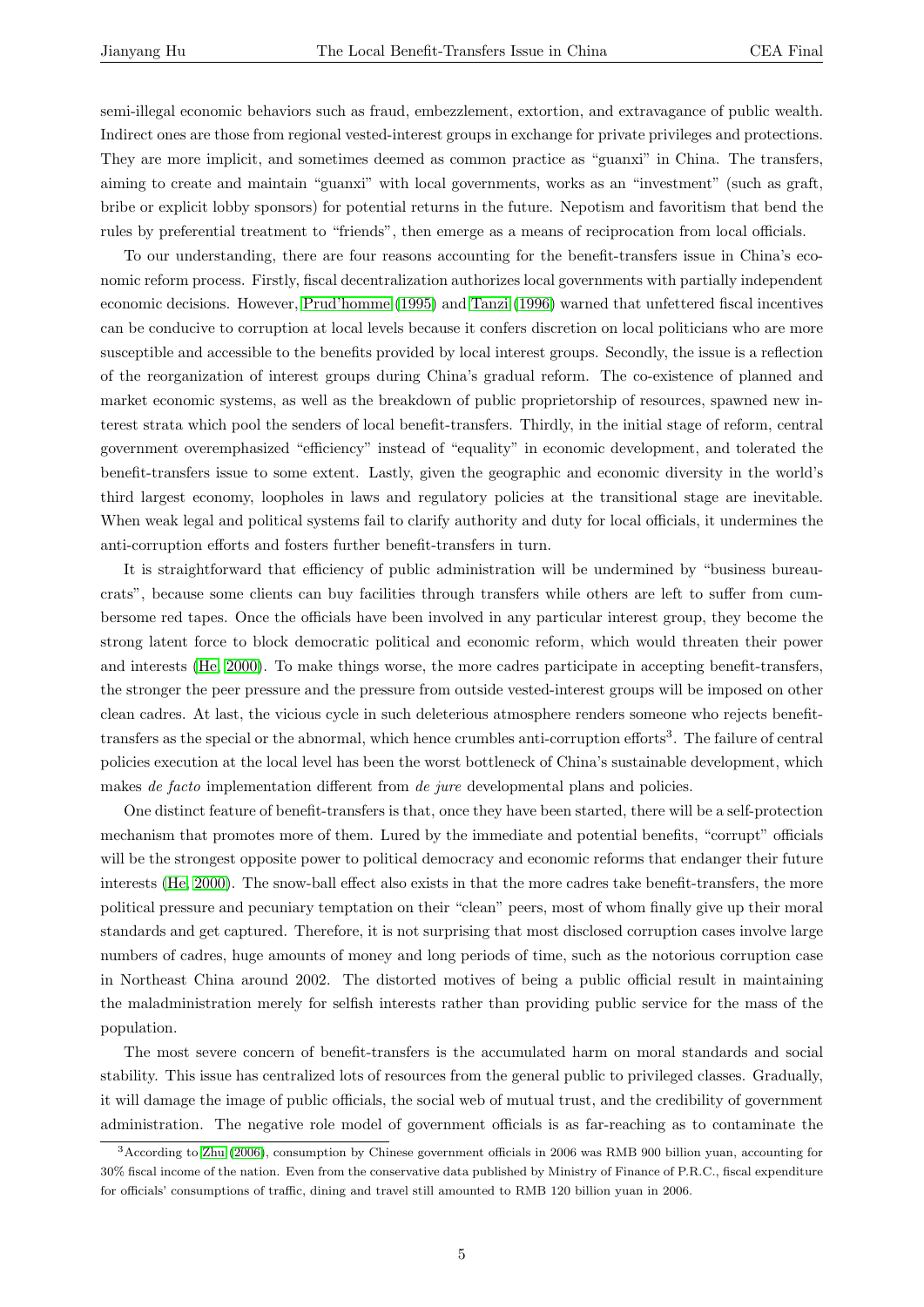semi-illegal economic behaviors such as fraud, embezzlement, extortion, and extravagance of public wealth. Indirect ones are those from regional vested-interest groups in exchange for private privileges and protections. They are more implicit, and sometimes deemed as common practice as "guanxi" in China. The transfers, aiming to create and maintain "guanxi" with local governments, works as an "investment" (such as graft, bribe or explicit lobby sponsors) for potential returns in the future. Nepotism and favoritism that bend the rules by preferential treatment to "friends", then emerge as a means of reciprocation from local officials.

To our understanding, there are four reasons accounting for the benefit-transfers issue in China's economic reform process. Firstly, fiscal decentralization authorizes local governments with partially independent economic decisions. However, Prud'homme (1995) and Tanzi (1996) warned that unfettered fiscal incentives can be conducive to corruption at local levels because it confers discretion on local politicians who are more susceptible and accessible to the benefits provided by local interest groups. Secondly, the issue is a reflection of the reorganization of interest groups during China's gradual reform. The co-existence of planned and market economic systems, as well as the breakdown of public proprietorship of resources, spawned new interest strata which pool the senders of local benefit-transfers. Thirdly, in the initial stage of reform, central government overemphasized "efficiency" instead of "equality" in economic development, and tolerated the benefit-transfers issue to some extent. Lastly, given the geographic and economic diversity in the world's third largest economy, loopholes in laws and regulatory policies at the transitional stage are inevitable. When weak legal and political systems fail to clarify authority and duty for local officials, it undermines the anti-corruption efforts and fosters further benefit-transfers in turn.

It is straightforward that efficiency of public administration will be undermined by "business bureaucrats", because some clients can buy facilities through transfers while others are left to suffer from cumbersome red tapes. Once the officials have been involved in any particular interest group, they become the strong latent force to block democratic political and economic reform, which would threaten their power and interests (He, 2000). To make things worse, the more cadres participate in accepting benefit-transfers, the stronger the peer pressure and the pressure from outside vested-interest groups will be imposed on other clean cadres. At last, the vicious cycle in such deleterious atmosphere renders someone who rejects benefit-transfers as the special or the abnormal, which hence crumbles anti-corruption efforts[3]. The failure of central policies execution at the local level has been the worst bottleneck of China's sustainable development, which makes *de facto* implementation different from *de jure* developmental plans and policies.

One distinct feature of benefit-transfers is that, once they have been started, there will be a self-protection mechanism that promotes more of them. Lured by the immediate and potential benefits, "corrupt" officials will be the strongest opposite power to political democracy and economic reforms that endanger their future interests (He, 2000). The snow-ball effect also exists in that the more cadres take benefit-transfers, the more political pressure and pecuniary temptation on their "clean" peers, most of whom finally give up their moral standards and get captured. Therefore, it is not surprising that most disclosed corruption cases involve large numbers of cadres, huge amounts of money and long periods of time, such as the notorious corruption case in Northeast China around 2002. The distorted motives of being a public official result in maintaining the maladministration merely for selfish interests rather than providing public service for the mass of the population.

The most severe concern of benefit-transfers is the accumulated harm on moral standards and social stability. This issue has centralized lots of resources from the general public to privileged classes. Gradually, it will damage the image of public officials, the social web of mutual trust, and the credibility of government administration. The negative role model of government officials is as far-reaching as to contaminate the

[3] According to Zhu (2006), consumption by Chinese government officials in 2006 was RMB 900 billion yuan, accounting for 30% fiscal income of the nation. Even from the conservative data published by Ministry of Finance of P.R.C., fiscal expenditure for officials' consumptions of traffic, dining and travel still amounted to RMB 120 billion yuan in 2006.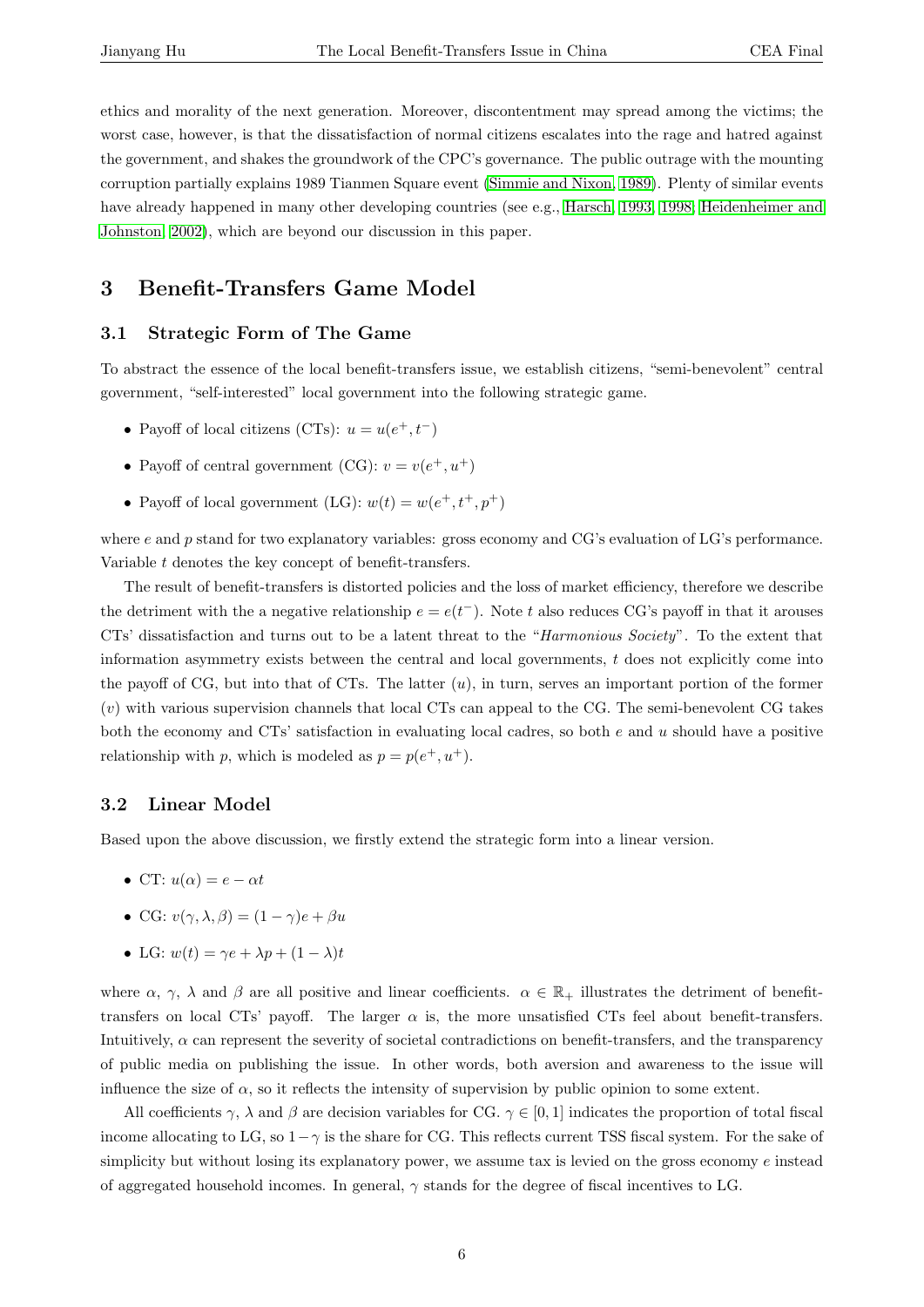ethics and morality of the next generation. Moreover, discontentment may spread among the victims; the worst case, however, is that the dissatisfaction of normal citizens escalates into the rage and hatred against the government, and shakes the groundwork of the CPC's governance. The public outrage with the mounting corruption partially explains 1989 Tianmen Square event (Simmie and Nixon, 1989). Plenty of similar events have already happened in many other developing countries (see e.g., Harsch, 1993, 1998; Heidenheimer and Johnston, 2002), which are beyond our discussion in this paper.

## 3 Benefit-Transfers Game Model

### 3.1 Strategic Form of The Game

To abstract the essence of the local benefit-transfers issue, we establish citizens, "semi-benevolent" central government, "self-interested" local government into the following strategic game.

- Payoff of local citizens (CTs): $u = u(e^+, t^-)$
- Payoff of central government (CG): $v = v(e^+, u^+)$
- Payoff of local government (LG): $w(t) = w(e^+, t^+, p^+)$

where $e$ and $p$ stand for two explanatory variables: gross economy and CG's evaluation of LG's performance. Variable $t$ denotes the key concept of benefit-transfers.

The result of benefit-transfers is distorted policies and the loss of market efficiency, therefore we describe the detriment with the a negative relationship $e = e(t^-)$. Note $t$ also reduces CG's payoff in that it arouses CTs' dissatisfaction and turns out to be a latent threat to the "*Harmonious Society*". To the extent that information asymmetry exists between the central and local governments, $t$ does not explicitly come into the payoff of CG, but into that of CTs. The latter ($u$), in turn, serves an important portion of the former ($v$) with various supervision channels that local CTs can appeal to the CG. The semi-benevolent CG takes both the economy and CTs' satisfaction in evaluating local cadres, so both $e$ and $u$ should have a positive relationship with $p$, which is modeled as $p = p(e^+, u^+)$.

### 3.2 Linear Model

Based upon the above discussion, we firstly extend the strategic form into a linear version.

- CT: $u(\alpha) = e - \alpha t$
- CG: $v(\gamma, \lambda, \beta) = (1 - \gamma)e + \beta u$
- LG: $w(t) = \gamma e + \lambda p + (1 - \lambda)t$

where $\alpha$, $\gamma$, $\lambda$ and $\beta$ are all positive and linear coefficients. $\alpha \in \mathbb{R}_+$ illustrates the detriment of benefit-transfers on local CTs' payoff. The larger $\alpha$ is, the more unsatisfied CTs feel about benefit-transfers. Intuitively, $\alpha$ can represent the severity of societal contradictions on benefit-transfers, and the transparency of public media on publishing the issue. In other words, both aversion and awareness to the issue will influence the size of $\alpha$, so it reflects the intensity of supervision by public opinion to some extent.

All coefficients $\gamma$, $\lambda$ and $\beta$ are decision variables for CG. $\gamma \in [0, 1]$ indicates the proportion of total fiscal income allocating to LG, so $1 - \gamma$ is the share for CG. This reflects current TSS fiscal system. For the sake of simplicity but without losing its explanatory power, we assume tax is levied on the gross economy $e$ instead of aggregated household incomes. In general, $\gamma$ stands for the degree of fiscal incentives to LG.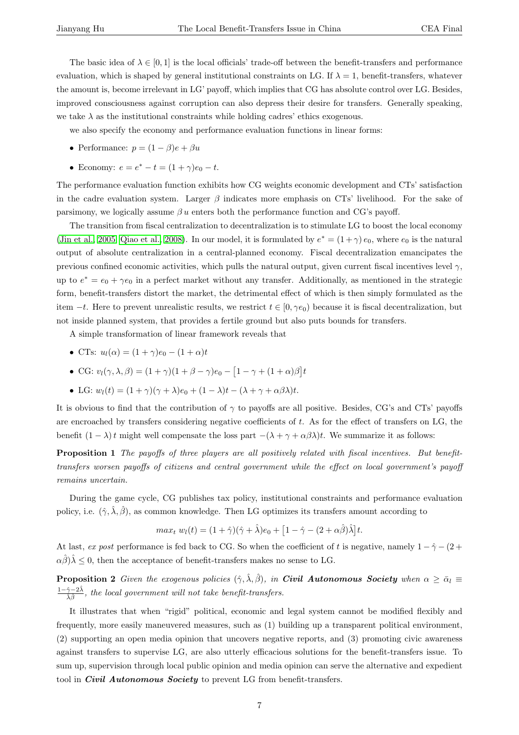The basic idea of $\lambda \in [0, 1]$ is the local officials' trade-off between the benefit-transfers and performance evaluation, which is shaped by general institutional constraints on LG. If $\lambda = 1$, benefit-transfers, whatever the amount is, become irrelevant in LG' payoff, which implies that CG has absolute control over LG. Besides, improved consciousness against corruption can also depress their desire for transfers. Generally speaking, we take $\lambda$ as the institutional constraints while holding cadres' ethics exogenous.

we also specify the economy and performance evaluation functions in linear forms:

- Performance: $p = (1 - \beta)e + \beta u$
- Economy: $e = e^* - t = (1 + \gamma)e_0 - t$.

The performance evaluation function exhibits how CG weights economic development and CTs' satisfaction in the cadre evaluation system. Larger $\beta$ indicates more emphasis on CTs' livelihood. For the sake of parsimony, we logically assume $\beta\, u$ enters both the performance function and CG's payoff.

The transition from fiscal centralization to decentralization is to stimulate LG to boost the local economy (Jin et al., 2005; Qiao et al., 2008). In our model, it is formulated by $e^* = (1 + \gamma)\, e_0$, where $e_0$ is the natural output of absolute centralization in a central-planned economy. Fiscal decentralization emancipates the previous confined economic activities, which pulls the natural output, given current fiscal incentives level $\gamma$, up to $e^* = e_0 + \gamma e_0$ in a perfect market without any transfer. Additionally, as mentioned in the strategic form, benefit-transfers distort the market, the detrimental effect of which is then simply formulated as the item $-t$. Here to prevent unrealistic results, we restrict $t \in [0, \gamma e_0)$ because it is fiscal decentralization, but not inside planned system, that provides a fertile ground but also puts bounds for transfers.

A simple transformation of linear framework reveals that

- CTs: $u_l(\alpha) = (1 + \gamma)e_0 - (1 + \alpha)t$
- CG: $v_l(\gamma, \lambda, \beta) = (1 + \gamma)(1 + \beta - \gamma)e_0 - \big[1 - \gamma + (1 + \alpha)\beta\big]t$
- LG: $w_l(t) = (1 + \gamma)(\gamma + \lambda)e_0 + (1 - \lambda)t - (\lambda + \gamma + \alpha\beta\lambda)t$.

It is obvious to find that the contribution of $\gamma$ to payoffs are all positive. Besides, CG's and CTs' payoffs are encroached by transfers considering negative coefficients of $t$. As for the effect of transfers on LG, the benefit $(1 - \lambda)\, t$ might well compensate the loss part $-(\lambda + \gamma + \alpha\beta\lambda)t$. We summarize it as follows:

**Proposition 1** *The payoffs of three players are all positively related with fiscal incentives. But benefit-transfers worsen payoffs of citizens and central government while the effect on local government's payoff remains uncertain.*

During the game cycle, CG publishes tax policy, institutional constraints and performance evaluation policy, i.e. $(\hat{\gamma}, \hat{\lambda}, \hat{\beta})$, as common knowledge. Then LG optimizes its transfers amount according to

$$max_t \; w_l(t) = (1 + \hat{\gamma})(\hat{\gamma} + \hat{\lambda})e_0 + \big[1 - \hat{\gamma} - (2 + \alpha\hat{\beta})\hat{\lambda}\big]t.$$

At last, *ex post* performance is fed back to CG. So when the coefficient of $t$ is negative, namely $1 - \hat{\gamma} - (2 + \alpha\hat{\beta})\hat{\lambda} \leq 0$, then the acceptance of benefit-transfers makes no sense to LG.

**Proposition 2** *Given the exogenous policies $(\hat{\gamma}, \hat{\lambda}, \hat{\beta})$, in **Civil Autonomous Society** when $\alpha \geq \bar{\alpha}_l \equiv \frac{1 - \hat{\gamma} - 2\hat{\lambda}}{\hat{\lambda}\hat{\beta}}$, the local government will not take benefit-transfers.*

It illustrates that when "rigid" political, economic and legal system cannot be modified flexibly and frequently, more easily maneuvered measures, such as (1) building up a transparent political environment, (2) supporting an open media opinion that uncovers negative reports, and (3) promoting civic awareness against transfers to supervise LG, are also utterly efficacious solutions for the benefit-transfers issue. To sum up, supervision through local public opinion and media opinion can serve the alternative and expedient tool in ***Civil Autonomous Society*** to prevent LG from benefit-transfers.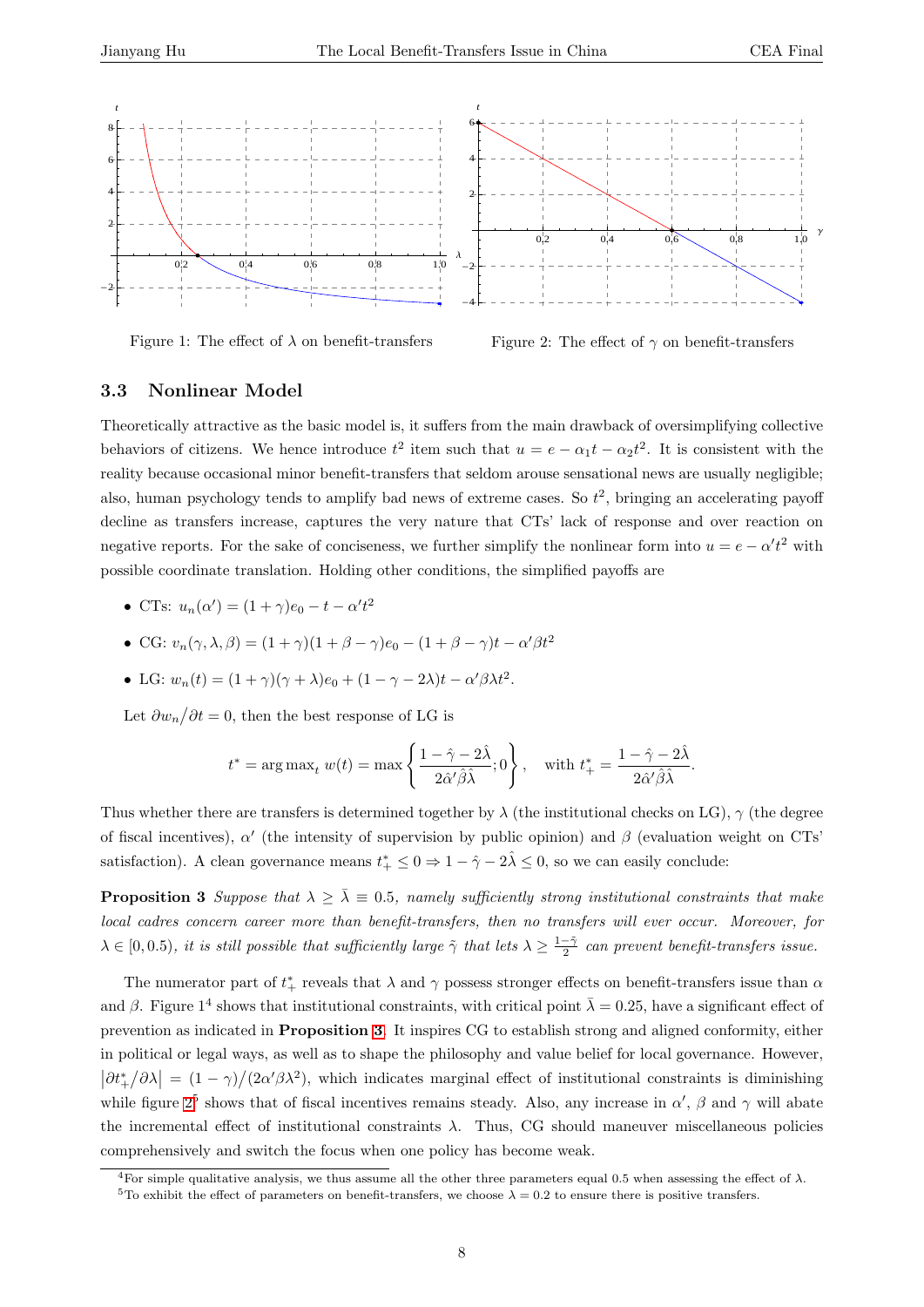Figure 1: The effect of $\lambda$ on benefit-transfers

Figure 2: The effect of $\gamma$ on benefit-transfers

### 3.3 Nonlinear Model

Theoretically attractive as the basic model is, it suffers from the main drawback of oversimplifying collective behaviors of citizens. We hence introduce $t^2$ item such that $u = e - \alpha_1 t - \alpha_2 t^2$. It is consistent with the reality because occasional minor benefit-transfers that seldom arouse sensational news are usually negligible; also, human psychology tends to amplify bad news of extreme cases. So $t^2$, bringing an accelerating payoff decline as transfers increase, captures the very nature that CTs' lack of response and over reaction on negative reports. For the sake of conciseness, we further simplify the nonlinear form into $u = e - \alpha' t^2$ with possible coordinate translation. Holding other conditions, the simplified payoffs are

- CTs: $u_n(\alpha') = (1+\gamma)e_0 - t - \alpha' t^2$
- CG: $v_n(\gamma, \lambda, \beta) = (1+\gamma)(1+\beta-\gamma)e_0 - (1+\beta-\gamma)t - \alpha'\beta t^2$
- LG: $w_n(t) = (1+\gamma)(\gamma+\lambda)e_0 + (1-\gamma-2\lambda)t - \alpha'\beta\lambda t^2$.

Let $\partial w_n / \partial t = 0$, then the best response of LG is

$$t^* = \arg\max_t w(t) = \max\left\{\frac{1-\hat{\gamma}-2\hat{\lambda}}{2\hat{\alpha}'\hat{\beta}\hat{\lambda}}; 0\right\}, \quad \text{with } t_+^* = \frac{1-\hat{\gamma}-2\hat{\lambda}}{2\hat{\alpha}'\hat{\beta}\hat{\lambda}}.$$

Thus whether there are transfers is determined together by $\lambda$ (the institutional checks on LG), $\gamma$ (the degree of fiscal incentives), $\alpha'$ (the intensity of supervision by public opinion) and $\beta$ (evaluation weight on CTs' satisfaction). A clean governance means $t_+^* \leq 0 \Rightarrow 1 - \hat{\gamma} - 2\hat{\lambda} \leq 0$, so we can easily conclude:

**Proposition 3** *Suppose that $\lambda \geq \bar{\lambda} \equiv 0.5$, namely sufficiently strong institutional constraints that make local cadres concern career more than benefit-transfers, then no transfers will ever occur. Moreover, for $\lambda \in [0, 0.5)$, it is still possible that sufficiently large $\tilde{\gamma}$ that lets $\lambda \geq \frac{1-\tilde{\gamma}}{2}$ can prevent benefit-transfers issue.*

The numerator part of $t_+^*$ reveals that $\lambda$ and $\gamma$ possess stronger effects on benefit-transfers issue than $\alpha$ and $\beta$. Figure 1[4] shows that institutional constraints, with critical point $\bar{\lambda} = 0.25$, have a significant effect of prevention as indicated in **Proposition 3**. It inspires CG to establish strong and aligned conformity, either in political or legal ways, as well as to shape the philosophy and value belief for local governance. However, $\left|\partial t_+^* / \partial \lambda\right| = (1-\gamma)/(2\alpha'\beta\lambda^2)$, which indicates marginal effect of institutional constraints is diminishing while figure 2[5] shows that of fiscal incentives remains steady. Also, any increase in $\alpha'$, $\beta$ and $\gamma$ will abate the incremental effect of institutional constraints $\lambda$. Thus, CG should maneuver miscellaneous policies comprehensively and switch the focus when one policy has become weak.

[4] For simple qualitative analysis, we thus assume all the other three parameters equal 0.5 when assessing the effect of $\lambda$.

[5] To exhibit the effect of parameters on benefit-transfers, we choose $\lambda = 0.2$ to ensure there is positive transfers.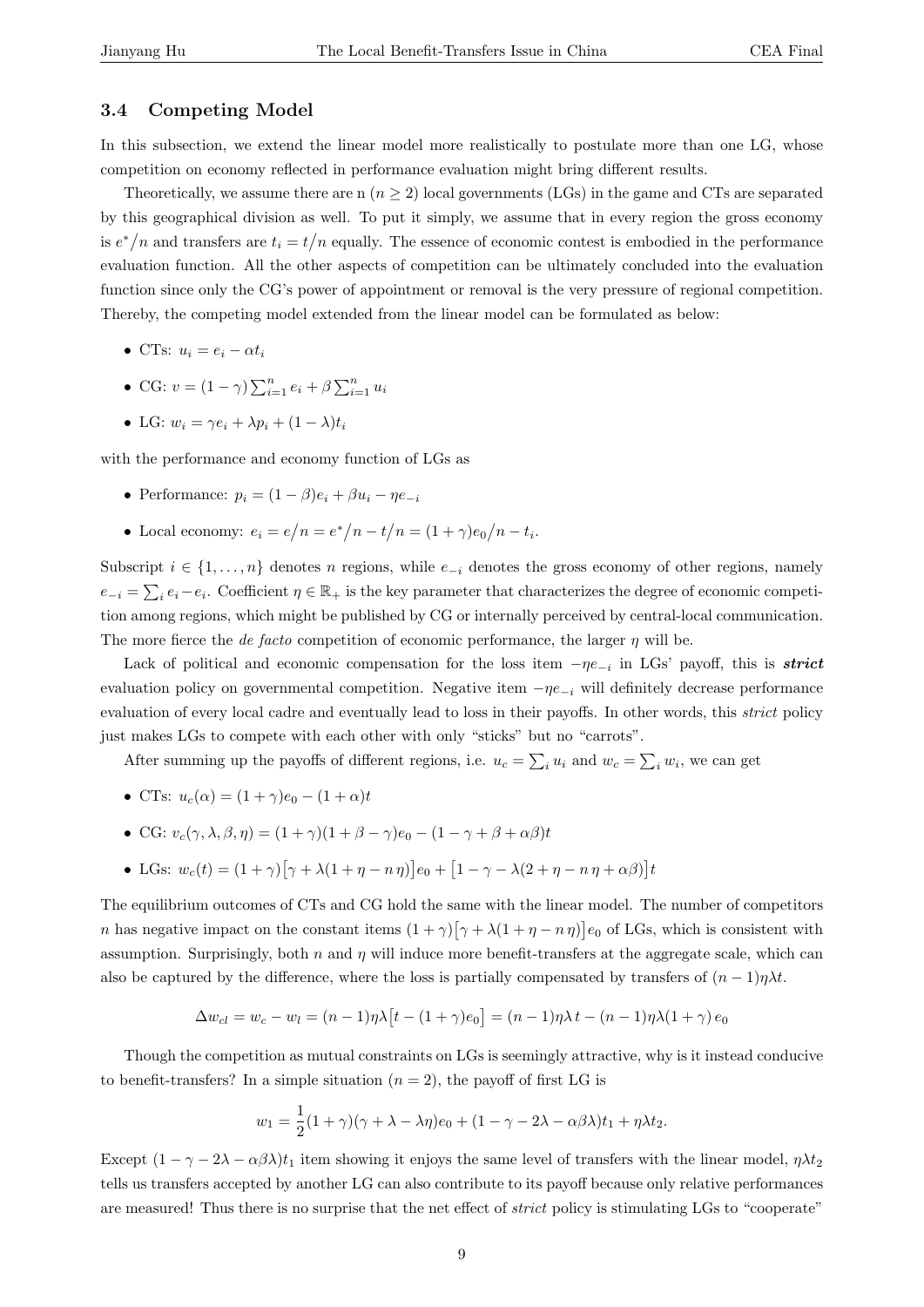### 3.4 Competing Model

In this subsection, we extend the linear model more realistically to postulate more than one LG, whose competition on economy reflected in performance evaluation might bring different results.

Theoretically, we assume there are n ($n \geq 2$) local governments (LGs) in the game and CTs are separated by this geographical division as well. To put it simply, we assume that in every region the gross economy is $e^*/n$ and transfers are $t_i = t/n$ equally. The essence of economic contest is embodied in the performance evaluation function. All the other aspects of competition can be ultimately concluded into the evaluation function since only the CG's power of appointment or removal is the very pressure of regional competition. Thereby, the competing model extended from the linear model can be formulated as below:

- CTs: $u_i = e_i - \alpha t_i$
- CG: $v = (1-\gamma)\sum_{i=1}^{n} e_i + \beta \sum_{i=1}^{n} u_i$
- LG: $w_i = \gamma e_i + \lambda p_i + (1-\lambda) t_i$

with the performance and economy function of LGs as

- Performance: $p_i = (1-\beta)e_i + \beta u_i - \eta e_{-i}$
- Local economy: $e_i = e/n = e^*/n - t/n = (1+\gamma)e_0/n - t_i$.

Subscript $i \in \{1, \ldots, n\}$ denotes $n$ regions, while $e_{-i}$ denotes the gross economy of other regions, namely $e_{-i} = \sum_i e_i - e_i$. Coefficient $\eta \in \mathbb{R}_+$ is the key parameter that characterizes the degree of economic competition among regions, which might be published by CG or internally perceived by central-local communication. The more fierce the *de facto* competition of economic performance, the larger $\eta$ will be.

Lack of political and economic compensation for the loss item $-\eta e_{-i}$ in LGs' payoff, this is ***strict*** evaluation policy on governmental competition. Negative item $-\eta e_{-i}$ will definitely decrease performance evaluation of every local cadre and eventually lead to loss in their payoffs. In other words, this *strict* policy just makes LGs to compete with each other with only "sticks" but no "carrots".

After summing up the payoffs of different regions, i.e. $u_c = \sum_i u_i$ and $w_c = \sum_i w_i$, we can get

- CTs: $u_c(\alpha) = (1+\gamma)e_0 - (1+\alpha)t$
- CG: $v_c(\gamma, \lambda, \beta, \eta) = (1+\gamma)(1+\beta-\gamma)e_0 - (1-\gamma+\beta+\alpha\beta)t$
- LGs: $w_c(t) = (1+\gamma)\big[\gamma + \lambda(1+\eta-n\,\eta)\big]e_0 + \big[1-\gamma-\lambda(2+\eta-n\,\eta+\alpha\beta)\big]t$

The equilibrium outcomes of CTs and CG hold the same with the linear model. The number of competitors $n$ has negative impact on the constant items $(1+\gamma)\big[\gamma + \lambda(1+\eta-n\,\eta)\big]e_0$ of LGs, which is consistent with assumption. Surprisingly, both $n$ and $\eta$ will induce more benefit-transfers at the aggregate scale, which can also be captured by the difference, where the loss is partially compensated by transfers of $(n-1)\eta\lambda t$.

$$\Delta w_{cl} = w_c - w_l = (n-1)\eta\lambda\big[t - (1+\gamma)e_0\big] = (n-1)\eta\lambda\, t - (n-1)\eta\lambda(1+\gamma)\, e_0$$

Though the competition as mutual constraints on LGs is seemingly attractive, why is it instead conducive to benefit-transfers? In a simple situation ($n = 2$), the payoff of first LG is

$$w_1 = \frac{1}{2}(1+\gamma)(\gamma+\lambda-\lambda\eta)e_0 + (1-\gamma-2\lambda-\alpha\beta\lambda)t_1 + \eta\lambda t_2.$$

Except $(1-\gamma-2\lambda-\alpha\beta\lambda)t_1$ item showing it enjoys the same level of transfers with the linear model, $\eta\lambda t_2$ tells us transfers accepted by another LG can also contribute to its payoff because only relative performances are measured! Thus there is no surprise that the net effect of *strict* policy is stimulating LGs to "cooperate"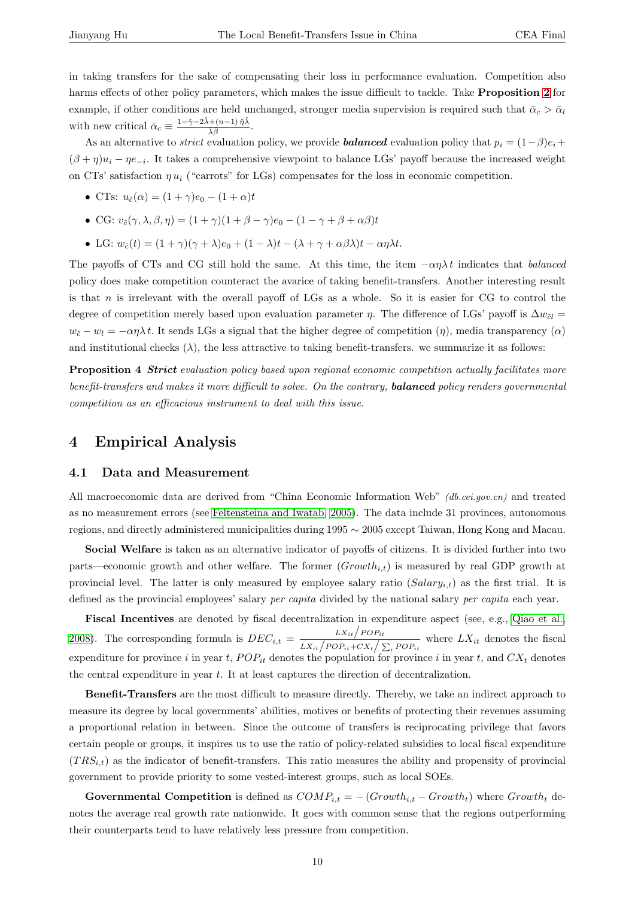in taking transfers for the sake of compensating their loss in performance evaluation. Competition also harms effects of other policy parameters, which makes the issue difficult to tackle. Take **Proposition 2** for example, if other conditions are held unchanged, stronger media supervision is required such that $\bar{\alpha}_c > \bar{\alpha}_l$ with new critical $\bar{\alpha}_c \equiv \frac{1-\hat{\gamma}-2\hat{\lambda}+(n-1)\,\hat{\eta}\hat{\lambda}}{\hat{\lambda}\hat{\beta}}$.

As an alternative to *strict* evaluation policy, we provide ***balanced*** evaluation policy that $p_i = (1-\beta)e_i + (\beta+\eta)u_i - \eta e_{-i}$. It takes a comprehensive viewpoint to balance LGs' payoff because the increased weight on CTs' satisfaction $\eta\, u_i$ ("carrots" for LGs) compensates for the loss in economic competition.

- CTs: $u_{\tilde{c}}(\alpha) = (1+\gamma)e_0 - (1+\alpha)t$
- CG: $v_{\tilde{c}}(\gamma, \lambda, \beta, \eta) = (1+\gamma)(1+\beta-\gamma)e_0 - (1-\gamma+\beta+\alpha\beta)t$
- LG: $w_{\tilde{c}}(t) = (1+\gamma)(\gamma+\lambda)e_0 + (1-\lambda)t - (\lambda+\gamma+\alpha\beta\lambda)t - \alpha\eta\lambda t$.

The payoffs of CTs and CG still hold the same. At this time, the item $-\alpha\eta\lambda t$ indicates that *balanced* policy does make competition counteract the avarice of taking benefit-transfers. Another interesting result is that $n$ is irrelevant with the overall payoff of LGs as a whole. So it is easier for CG to control the degree of competition merely based upon evaluation parameter $\eta$. The difference of LGs' payoff is $\Delta w_{\tilde{c}l} = w_{\tilde{c}} - w_l = -\alpha\eta\lambda t$. It sends LGs a signal that the higher degree of competition ($\eta$), media transparency ($\alpha$) and institutional checks ($\lambda$), the less attractive to taking benefit-transfers. we summarize it as follows:

**Proposition 4** ***Strict*** *evaluation policy based upon regional economic competition actually facilitates more benefit-transfers and makes it more difficult to solve. On the contrary,* ***balanced*** *policy renders governmental competition as an efficacious instrument to deal with this issue.*

# 4 Empirical Analysis

## 4.1 Data and Measurement

All macroeconomic data are derived from "China Economic Information Web" *(db.cei.gov.cn)* and treated as no measurement errors (see Feltensteina and Iwatab, 2005). The data include 31 provinces, autonomous regions, and directly administered municipalities during 1995 ∼ 2005 except Taiwan, Hong Kong and Macau.

**Social Welfare** is taken as an alternative indicator of payoffs of citizens. It is divided further into two parts—economic growth and other welfare. The former ($Growth_{i,t}$) is measured by real GDP growth at provincial level. The latter is only measured by employee salary ratio ($Salary_{i,t}$) as the first trial. It is defined as the provincial employees' salary *per capita* divided by the national salary *per capita* each year.

**Fiscal Incentives** are denoted by fiscal decentralization in expenditure aspect (see, e.g., Qiao et al. 2008). The corresponding formula is $DEC_{i,t} = \frac{LX_{it}/POP_{it}}{LX_{it}/POP_{it}+CX_t/\sum_i POP_{it}}$ where $LX_{it}$ denotes the fiscal expenditure for province $i$ in year $t$, $POP_{it}$ denotes the population for province $i$ in year $t$, and $CX_t$ denotes the central expenditure in year $t$. It at least captures the direction of decentralization.

**Benefit-Transfers** are the most difficult to measure directly. Thereby, we take an indirect approach to measure its degree by local governments' abilities, motives or benefits of protecting their revenues assuming a proportional relation in between. Since the outcome of transfers is reciprocating privilege that favors certain people or groups, it inspires us to use the ratio of policy-related subsidies to local fiscal expenditure ($TRS_{i,t}$) as the indicator of benefit-transfers. This ratio measures the ability and propensity of provincial government to provide priority to some vested-interest groups, such as local SOEs.

**Governmental Competition** is defined as $COMP_{i,t} = -(Growth_{i,t} - Growth_t)$ where $Growth_t$ denotes the average real growth rate nationwide. It goes with common sense that the regions outperforming their counterparts tend to have relatively less pressure from competition.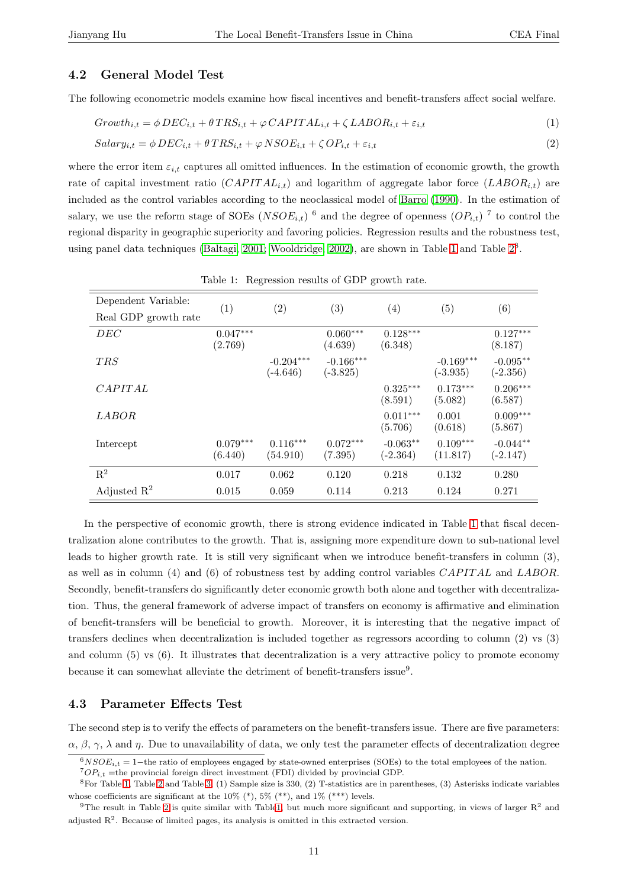## 4.2 General Model Test

The following econometric models examine how fiscal incentives and benefit-transfers affect social welfare.

$$Growth_{i,t} = \phi\, DEC_{i,t} + \theta\, TRS_{i,t} + \varphi\, CAPITAL_{i,t} + \zeta\, LABOR_{i,t} + \varepsilon_{i,t} \tag{1}$$

$$Salary_{i,t} = \phi\, DEC_{i,t} + \theta\, TRS_{i,t} + \varphi\, NSOE_{i,t} + \zeta\, OP_{i,t} + \varepsilon_{i,t} \tag{2}$$

where the error item $\varepsilon_{i,t}$ captures all omitted influences. In the estimation of economic growth, the growth rate of capital investment ratio ($CAPITAL_{i,t}$) and logarithm of aggregate labor force ($LABOR_{i,t}$) are included as the control variables according to the neoclassical model of Barro (1990). In the estimation of salary, we use the reform stage of SOEs ($NSOE_{i,t}$) [6] and the degree of openness ($OP_{i,t}$) [7] to control the regional disparity in geographic superiority and favoring policies. Regression results and the robustness test, using panel data techniques (Baltagi, 2001; Wooldridge, 2002), are shown in Table 1 and Table 2[8].

Table 1: Regression results of GDP growth rate.

| Dependent Variable: Real GDP growth rate | (1) | (2) | (3) | (4) | (5) | (6) |
|---|---|---|---|---|---|---|
| $DEC$ | 0.047*** (2.769) | | 0.060*** (4.639) | 0.128*** (6.348) | | 0.127*** (8.187) |
| $TRS$ | | -0.204*** (-4.646) | -0.166*** (-3.825) | | -0.169*** (-3.935) | -0.095** (-2.356) |
| $CAPITAL$ | | | | 0.325*** (8.591) | 0.173*** (5.082) | 0.206*** (6.587) |
| $LABOR$ | | | | 0.011*** (5.706) | 0.001 (0.618) | 0.009*** (5.867) |
| Intercept | 0.079*** (6.440) | 0.116*** (54.910) | 0.072*** (7.395) | -0.063** (-2.364) | 0.109*** (11.817) | -0.044** (-2.147) |
| $R^2$ | 0.017 | 0.062 | 0.120 | 0.218 | 0.132 | 0.280 |
| Adjusted $R^2$ | 0.015 | 0.059 | 0.114 | 0.213 | 0.124 | 0.271 |

In the perspective of economic growth, there is strong evidence indicated in Table 1 that fiscal decentralization alone contributes to the growth. That is, assigning more expenditure down to sub-national level leads to higher growth rate. It is still very significant when we introduce benefit-transfers in column (3), as well as in column (4) and (6) of robustness test by adding control variables $CAPITAL$ and $LABOR$. Secondly, benefit-transfers do significantly deter economic growth both alone and together with decentralization. Thus, the general framework of adverse impact of transfers on economy is affirmative and elimination of benefit-transfers will be beneficial to growth. Moreover, it is interesting that the negative impact of transfers declines when decentralization is included together as regressors according to column (2) vs (3) and column (5) vs (6). It illustrates that decentralization is a very attractive policy to promote economy because it can somewhat alleviate the detriment of benefit-transfers issue[9].

## 4.3 Parameter Effects Test

The second step is to verify the effects of parameters on the benefit-transfers issue. There are five parameters: $\alpha$, $\beta$, $\gamma$, $\lambda$ and $\eta$. Due to unavailability of data, we only test the parameter effects of decentralization degree

[6] $NSOE_{i,t} = 1-$the ratio of employees engaged by state-owned enterprises (SOEs) to the total employees of the nation.

[7] $OP_{i,t}$ =the provincial foreign direct investment (FDI) divided by provincial GDP.

[8] For Table 1, Table 2 and Table 3, (1) Sample size is 330, (2) T-statistics are in parentheses, (3) Asterisks indicate variables whose coefficients are significant at the 10% (*), 5% (**), and 1% (***) levels.

[9] The result in Table 2 is quite similar with Table 1, but much more significant and supporting, in views of larger $R^2$ and adjusted $R^2$. Because of limited pages, its analysis is omitted in this extracted version.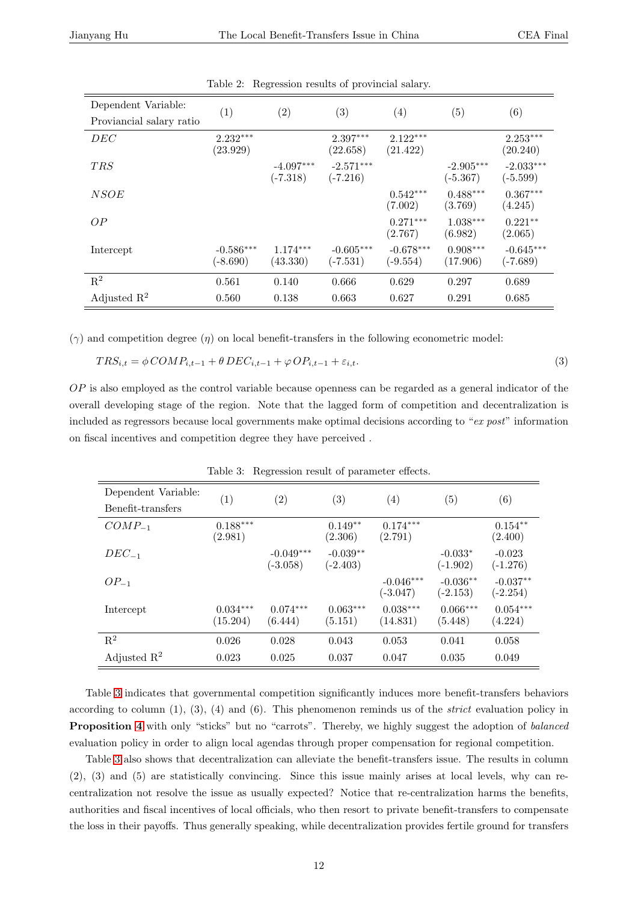Table 2: Regression results of provincial salary.

| Dependent Variable: Proviancial salary ratio | (1) | (2) | (3) | (4) | (5) | (6) |
|---|---|---|---|---|---|---|
| $DEC$ | 2.232*** (23.929) | | 2.397*** (22.658) | 2.122*** (21.422) | | 2.253*** (20.240) |
| $TRS$ | | -4.097*** (-7.318) | -2.571*** (-7.216) | | -2.905*** (-5.367) | -2.033*** (-5.599) |
| $NSOE$ | | | | 0.542*** (7.002) | 0.488*** (3.769) | 0.367*** (4.245) |
| $OP$ | | | | 0.271*** (2.767) | 1.038*** (6.982) | 0.221** (2.065) |
| Intercept | -0.586*** (-8.690) | 1.174*** (43.330) | -0.605*** (-7.531) | -0.678*** (-9.554) | 0.908*** (17.906) | -0.645*** (-7.689) |
| $R^2$ | 0.561 | 0.140 | 0.666 | 0.629 | 0.297 | 0.689 |
| Adjusted $R^2$ | 0.560 | 0.138 | 0.663 | 0.627 | 0.291 | 0.685 |

($\gamma$) and competition degree ($\eta$) on local benefit-transfers in the following econometric model:

$$TRS_{i,t} = \phi\, COMP_{i,t-1} + \theta\, DEC_{i,t-1} + \varphi\, OP_{i,t-1} + \varepsilon_{i,t}. \tag{3}$$

$OP$ is also employed as the control variable because openness can be regarded as a general indicator of the overall developing stage of the region. Note that the lagged form of competition and decentralization is included as regressors because local governments make optimal decisions according to "*ex post*" information on fiscal incentives and competition degree they have perceived .

Table 3: Regression result of parameter effects.

| Dependent Variable: Benefit-transfers | (1) | (2) | (3) | (4) | (5) | (6) |
|---|---|---|---|---|---|---|
| $COMP_{-1}$ | 0.188*** (2.981) | | 0.149** (2.306) | 0.174*** (2.791) | | 0.154** (2.400) |
| $DEC_{-1}$ | | -0.049*** (-3.058) | -0.039** (-2.403) | | -0.033* (-1.902) | -0.023 (-1.276) |
| $OP_{-1}$ | | | | -0.046*** (-3.047) | -0.036** (-2.153) | -0.037** (-2.254) |
| Intercept | 0.034*** (15.204) | 0.074*** (6.444) | 0.063*** (5.151) | 0.038*** (14.831) | 0.066*** (5.448) | 0.054*** (4.224) |
| $R^2$ | 0.026 | 0.028 | 0.043 | 0.053 | 0.041 | 0.058 |
| Adjusted $R^2$ | 0.023 | 0.025 | 0.037 | 0.047 | 0.035 | 0.049 |

Table 3 indicates that governmental competition significantly induces more benefit-transfers behaviors according to column (1), (3), (4) and (6). This phenomenon reminds us of the *strict* evaluation policy in **Proposition 4** with only "sticks" but no "carrots". Thereby, we highly suggest the adoption of *balanced* evaluation policy in order to align local agendas through proper compensation for regional competition.

Table 3 also shows that decentralization can alleviate the benefit-transfers issue. The results in column (2), (3) and (5) are statistically convincing. Since this issue mainly arises at local levels, why can re-centralization not resolve the issue as usually expected? Notice that re-centralization harms the benefits, authorities and fiscal incentives of local officials, who then resort to private benefit-transfers to compensate the loss in their payoffs. Thus generally speaking, while decentralization provides fertile ground for transfers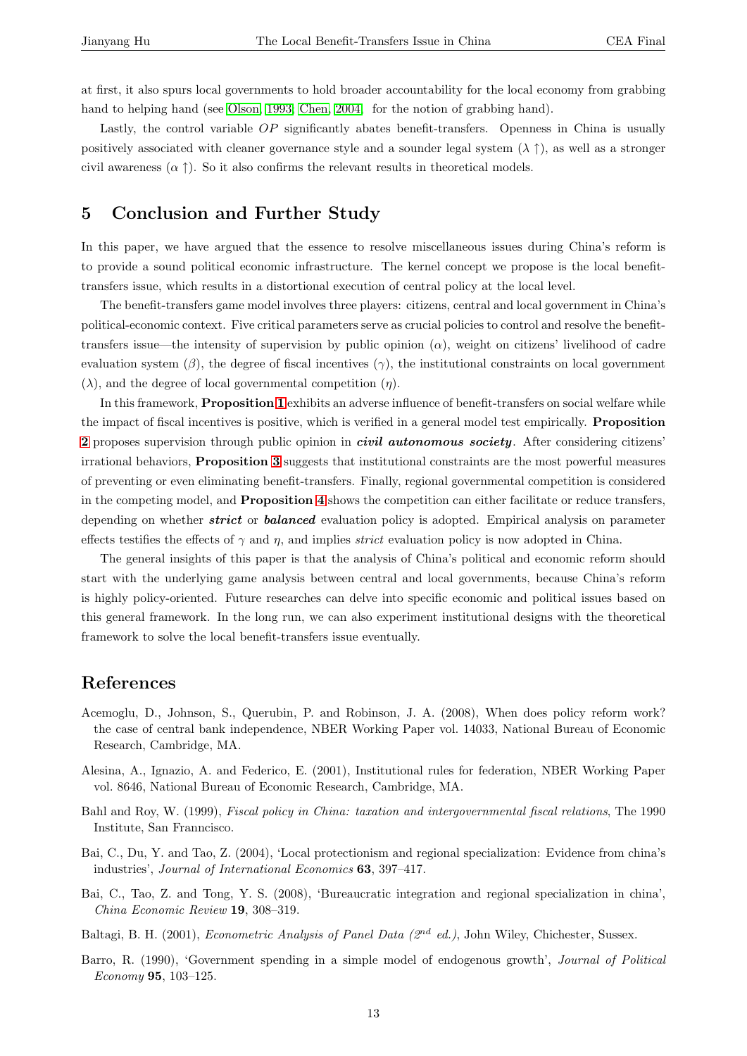at first, it also spurs local governments to hold broader accountability for the local economy from grabbing hand to helping hand (see Olson, 1993; Chen, 2004, for the notion of grabbing hand).

Lastly, the control variable $OP$ significantly abates benefit-transfers. Openness in China is usually positively associated with cleaner governance style and a sounder legal system ($\lambda \uparrow$), as well as a stronger civil awareness ($\alpha \uparrow$). So it also confirms the relevant results in theoretical models.

## 5 Conclusion and Further Study

In this paper, we have argued that the essence to resolve miscellaneous issues during China's reform is to provide a sound political economic infrastructure. The kernel concept we propose is the local benefit-transfers issue, which results in a distortional execution of central policy at the local level.

The benefit-transfers game model involves three players: citizens, central and local government in China's political-economic context. Five critical parameters serve as crucial policies to control and resolve the benefit-transfers issue—the intensity of supervision by public opinion ($\alpha$), weight on citizens' livelihood of cadre evaluation system ($\beta$), the degree of fiscal incentives ($\gamma$), the institutional constraints on local government ($\lambda$), and the degree of local governmental competition ($\eta$).

In this framework, **Proposition 1** exhibits an adverse influence of benefit-transfers on social welfare while the impact of fiscal incentives is positive, which is verified in a general model test empirically. **Proposition 2** proposes supervision through public opinion in ***civil autonomous society***. After considering citizens' irrational behaviors, **Proposition 3** suggests that institutional constraints are the most powerful measures of preventing or even eliminating benefit-transfers. Finally, regional governmental competition is considered in the competing model, and **Proposition 4** shows the competition can either facilitate or reduce transfers, depending on whether ***strict*** or ***balanced*** evaluation policy is adopted. Empirical analysis on parameter effects testifies the effects of $\gamma$ and $\eta$, and implies *strict* evaluation policy is now adopted in China.

The general insights of this paper is that the analysis of China's political and economic reform should start with the underlying game analysis between central and local governments, because China's reform is highly policy-oriented. Future researches can delve into specific economic and political issues based on this general framework. In the long run, we can also experiment institutional designs with the theoretical framework to solve the local benefit-transfers issue eventually.

## References

Acemoglu, D., Johnson, S., Querubin, P. and Robinson, J. A. (2008), When does policy reform work? the case of central bank independence, NBER Working Paper vol. 14033, National Bureau of Economic Research, Cambridge, MA.

Alesina, A., Ignazio, A. and Federico, E. (2001), Institutional rules for federation, NBER Working Paper vol. 8646, National Bureau of Economic Research, Cambridge, MA.

Bahl and Roy, W. (1999), *Fiscal policy in China: taxation and intergovernmental fiscal relations*, The 1990 Institute, San Franncisco.

Bai, C., Du, Y. and Tao, Z. (2004), 'Local protectionism and regional specialization: Evidence from china's industries', *Journal of International Economics* **63**, 397–417.

Bai, C., Tao, Z. and Tong, Y. S. (2008), 'Bureaucratic integration and regional specialization in china', *China Economic Review* **19**, 308–319.

Baltagi, B. H. (2001), *Econometric Analysis of Panel Data ($2^{nd}$ ed.)*, John Wiley, Chichester, Sussex.

Barro, R. (1990), 'Government spending in a simple model of endogenous growth', *Journal of Political Economy* **95**, 103–125.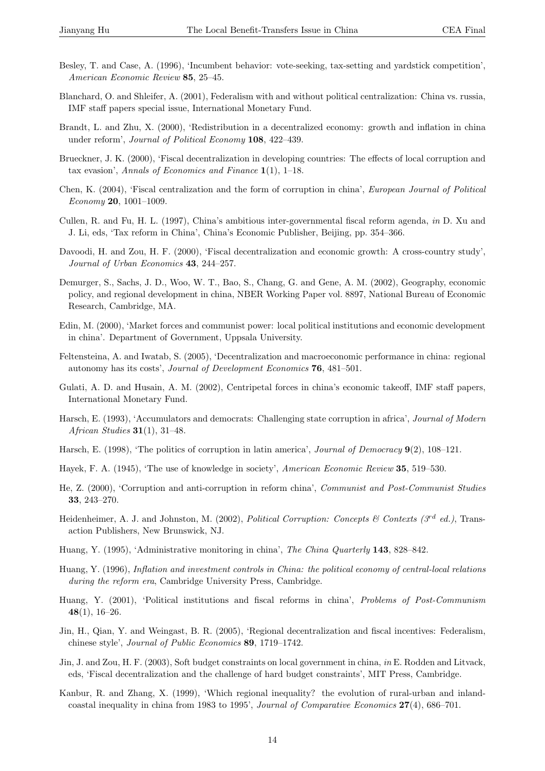Besley, T. and Case, A. (1996), 'Incumbent behavior: vote-seeking, tax-setting and yardstick competition', *American Economic Review* **85**, 25–45.

Blanchard, O. and Shleifer, A. (2001), Federalism with and without political centralization: China vs. russia, IMF staff papers special issue, International Monetary Fund.

Brandt, L. and Zhu, X. (2000), 'Redistribution in a decentralized economy: growth and inflation in china under reform', *Journal of Political Economy* **108**, 422–439.

Brueckner, J. K. (2000), 'Fiscal decentralization in developing countries: The effects of local corruption and tax evasion', *Annals of Economics and Finance* **1**(1), 1–18.

Chen, K. (2004), 'Fiscal centralization and the form of corruption in china', *European Journal of Political Economy* **20**, 1001–1009.

Cullen, R. and Fu, H. L. (1997), China's ambitious inter-governmental fiscal reform agenda, *in* D. Xu and J. Li, eds, 'Tax reform in China', China's Economic Publisher, Beijing, pp. 354–366.

Davoodi, H. and Zou, H. F. (2000), 'Fiscal decentralization and economic growth: A cross-country study', *Journal of Urban Economics* **43**, 244–257.

Demurger, S., Sachs, J. D., Woo, W. T., Bao, S., Chang, G. and Gene, A. M. (2002), Geography, economic policy, and regional development in china, NBER Working Paper vol. 8897, National Bureau of Economic Research, Cambridge, MA.

Edin, M. (2000), 'Market forces and communist power: local political institutions and economic development in china'. Department of Government, Uppsala University.

Feltensteina, A. and Iwatab, S. (2005), 'Decentralization and macroeconomic performance in china: regional autonomy has its costs', *Journal of Development Economics* **76**, 481–501.

Gulati, A. D. and Husain, A. M. (2002), Centripetal forces in china's economic takeoff, IMF staff papers, International Monetary Fund.

Harsch, E. (1993), 'Accumulators and democrats: Challenging state corruption in africa', *Journal of Modern African Studies* **31**(1), 31–48.

Harsch, E. (1998), 'The politics of corruption in latin america', *Journal of Democracy* **9**(2), 108–121.

Hayek, F. A. (1945), 'The use of knowledge in society', *American Economic Review* **35**, 519–530.

He, Z. (2000), 'Corruption and anti-corruption in reform china', *Communist and Post-Communist Studies* **33**, 243–270.

Heidenheimer, A. J. and Johnston, M. (2002), *Political Corruption: Concepts & Contexts ($3^{rd}$ ed.)*, Transaction Publishers, New Brunswick, NJ.

Huang, Y. (1995), 'Administrative monitoring in china', *The China Quarterly* **143**, 828–842.

Huang, Y. (1996), *Inflation and investment controls in China: the political economy of central-local relations during the reform era*, Cambridge University Press, Cambridge.

Huang, Y. (2001), 'Political institutions and fiscal reforms in china', *Problems of Post-Communism* **48**(1), 16–26.

Jin, H., Qian, Y. and Weingast, B. R. (2005), 'Regional decentralization and fiscal incentives: Federalism, chinese style', *Journal of Public Economics* **89**, 1719–1742.

Jin, J. and Zou, H. F. (2003), Soft budget constraints on local government in china, *in* E. Rodden and Litvack, eds, 'Fiscal decentralization and the challenge of hard budget constraints', MIT Press, Cambridge.

Kanbur, R. and Zhang, X. (1999), 'Which regional inequality? the evolution of rural-urban and inland-coastal inequality in china from 1983 to 1995', *Journal of Comparative Economics* **27**(4), 686–701.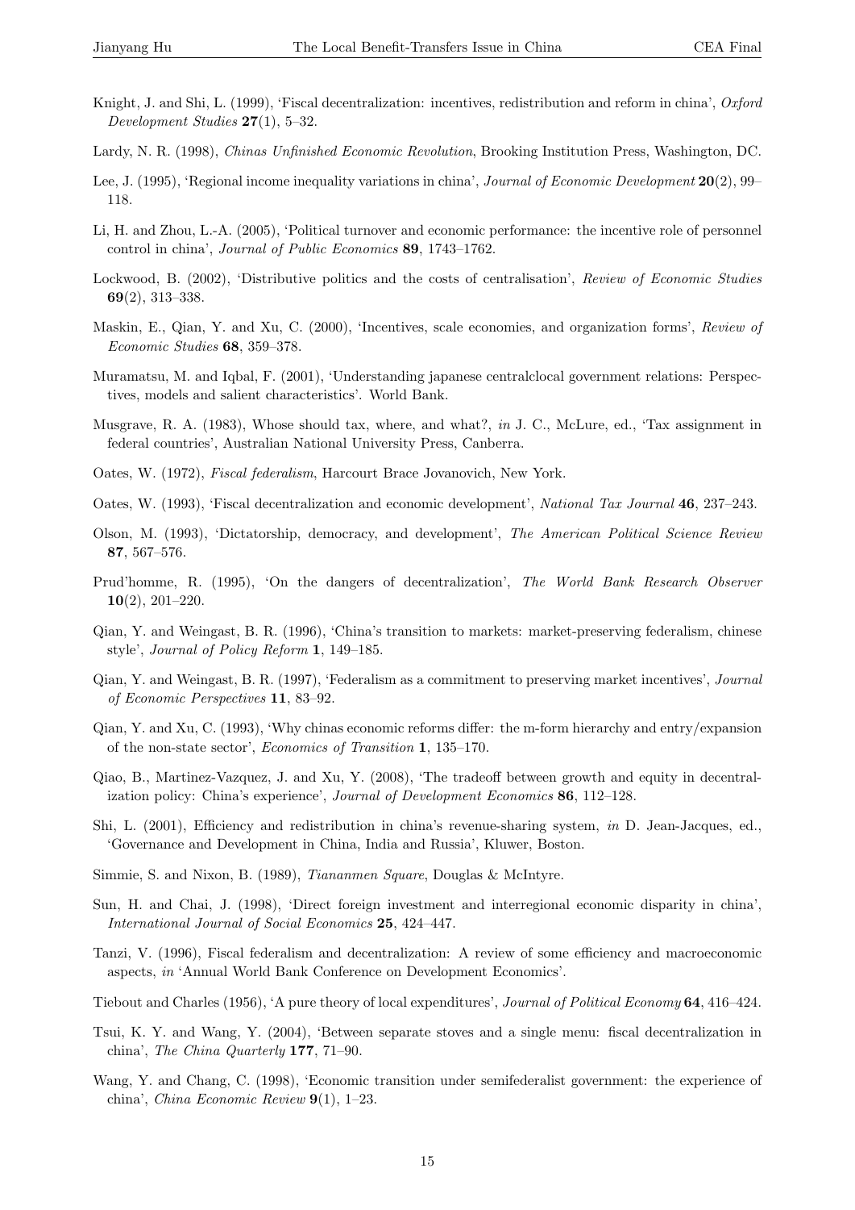Knight, J. and Shi, L. (1999), 'Fiscal decentralization: incentives, redistribution and reform in china', *Oxford Development Studies* **27**(1), 5–32.

Lardy, N. R. (1998), *Chinas Unfinished Economic Revolution*, Brooking Institution Press, Washington, DC.

Lee, J. (1995), 'Regional income inequality variations in china', *Journal of Economic Development* **20**(2), 99–118.

Li, H. and Zhou, L.-A. (2005), 'Political turnover and economic performance: the incentive role of personnel control in china', *Journal of Public Economics* **89**, 1743–1762.

Lockwood, B. (2002), 'Distributive politics and the costs of centralisation', *Review of Economic Studies* **69**(2), 313–338.

Maskin, E., Qian, Y. and Xu, C. (2000), 'Incentives, scale economies, and organization forms', *Review of Economic Studies* **68**, 359–378.

Muramatsu, M. and Iqbal, F. (2001), 'Understanding japanese centralclocal government relations: Perspectives, models and salient characteristics'. World Bank.

Musgrave, R. A. (1983), Whose should tax, where, and what?, *in* J. C., McLure, ed., 'Tax assignment in federal countries', Australian National University Press, Canberra.

Oates, W. (1972), *Fiscal federalism*, Harcourt Brace Jovanovich, New York.

Oates, W. (1993), 'Fiscal decentralization and economic development', *National Tax Journal* **46**, 237–243.

Olson, M. (1993), 'Dictatorship, democracy, and development', *The American Political Science Review* **87**, 567–576.

Prud'homme, R. (1995), 'On the dangers of decentralization', *The World Bank Research Observer* **10**(2), 201–220.

Qian, Y. and Weingast, B. R. (1996), 'China's transition to markets: market-preserving federalism, chinese style', *Journal of Policy Reform* **1**, 149–185.

Qian, Y. and Weingast, B. R. (1997), 'Federalism as a commitment to preserving market incentives', *Journal of Economic Perspectives* **11**, 83–92.

Qian, Y. and Xu, C. (1993), 'Why chinas economic reforms differ: the m-form hierarchy and entry/expansion of the non-state sector', *Economics of Transition* **1**, 135–170.

Qiao, B., Martinez-Vazquez, J. and Xu, Y. (2008), 'The tradeoff between growth and equity in decentralization policy: China's experience', *Journal of Development Economics* **86**, 112–128.

Shi, L. (2001), Efficiency and redistribution in china's revenue-sharing system, *in* D. Jean-Jacques, ed., 'Governance and Development in China, India and Russia', Kluwer, Boston.

Simmie, S. and Nixon, B. (1989), *Tiananmen Square*, Douglas & McIntyre.

Sun, H. and Chai, J. (1998), 'Direct foreign investment and interregional economic disparity in china', *International Journal of Social Economics* **25**, 424–447.

Tanzi, V. (1996), Fiscal federalism and decentralization: A review of some efficiency and macroeconomic aspects, *in* 'Annual World Bank Conference on Development Economics'.

Tiebout and Charles (1956), 'A pure theory of local expenditures', *Journal of Political Economy* **64**, 416–424.

Tsui, K. Y. and Wang, Y. (2004), 'Between separate stoves and a single menu: fiscal decentralization in china', *The China Quarterly* **177**, 71–90.

Wang, Y. and Chang, C. (1998), 'Economic transition under semifederalist government: the experience of china', *China Economic Review* **9**(1), 1–23.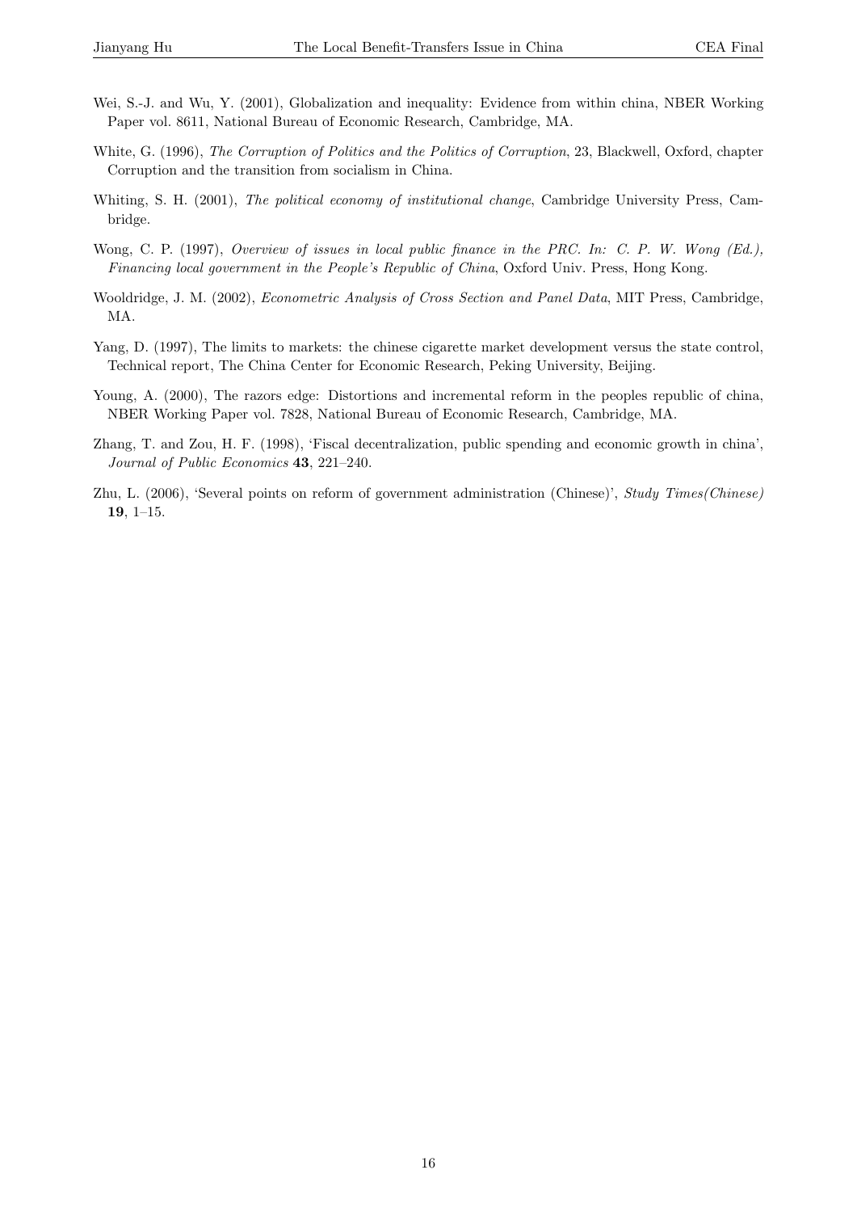Wei, S.-J. and Wu, Y. (2001), Globalization and inequality: Evidence from within china, NBER Working Paper vol. 8611, National Bureau of Economic Research, Cambridge, MA.

White, G. (1996), *The Corruption of Politics and the Politics of Corruption*, 23, Blackwell, Oxford, chapter Corruption and the transition from socialism in China.

Whiting, S. H. (2001), *The political economy of institutional change*, Cambridge University Press, Cambridge.

Wong, C. P. (1997), *Overview of issues in local public finance in the PRC. In: C. P. W. Wong (Ed.), Financing local government in the People's Republic of China*, Oxford Univ. Press, Hong Kong.

Wooldridge, J. M. (2002), *Econometric Analysis of Cross Section and Panel Data*, MIT Press, Cambridge, MA.

Yang, D. (1997), The limits to markets: the chinese cigarette market development versus the state control, Technical report, The China Center for Economic Research, Peking University, Beijing.

Young, A. (2000), The razors edge: Distortions and incremental reform in the peoples republic of china, NBER Working Paper vol. 7828, National Bureau of Economic Research, Cambridge, MA.

Zhang, T. and Zou, H. F. (1998), 'Fiscal decentralization, public spending and economic growth in china', *Journal of Public Economics* **43**, 221–240.

Zhu, L. (2006), 'Several points on reform of government administration (Chinese)', *Study Times(Chinese)* **19**, 1–15.